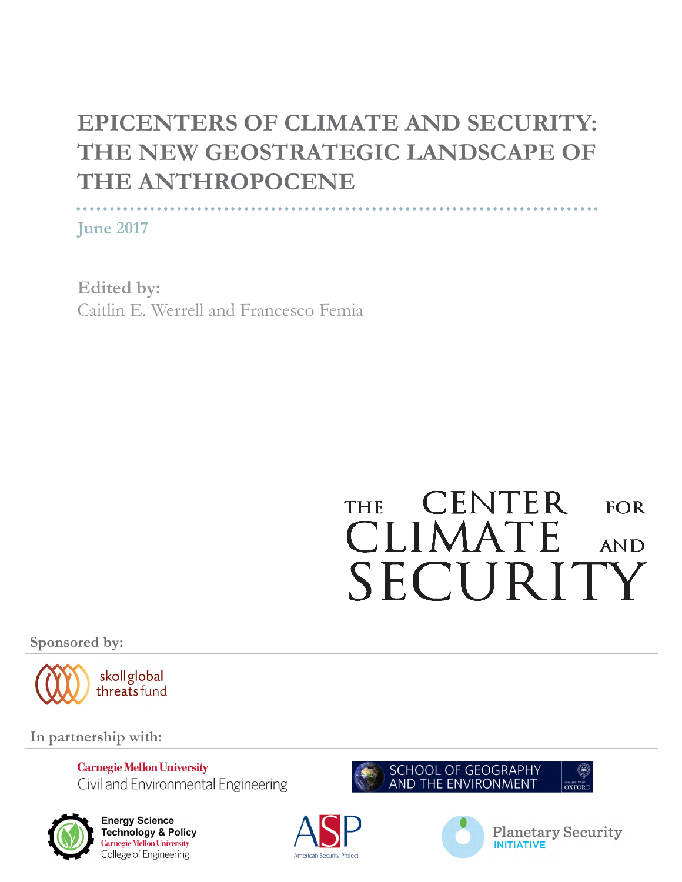# EPICENTERS OF CLIMATE AND SECURITY: THE NEW GEOSTRATEGIC LANDSCAPE OF THE ANTHROPOCENE

June 2017

**Edited by:**
Caitlin E. Werrell and Francesco Femia

THE CENTER FOR CLIMATE AND SECURITY

**Sponsored by:**

skoll global threats fund

**In partnership with:**

Carnegie Mellon University Civil and Environmental Engineering

School of Geography and the Environment, University of Oxford

Energy Science Technology & Policy, Carnegie Mellon University College of Engineering

ASP American Security Project

Planetary Security Initiative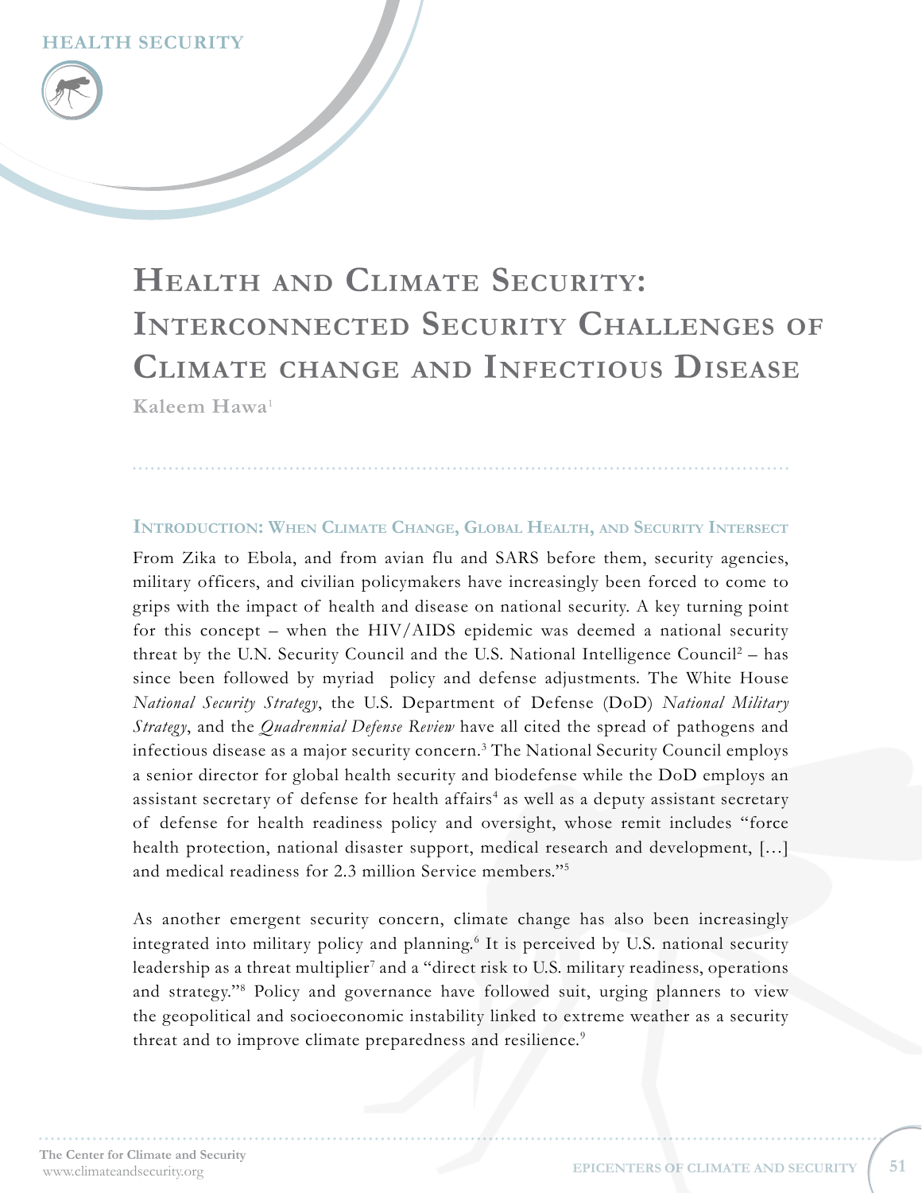HEALTH SECURITY

# Health and Climate Security: Interconnected Security Challenges of Climate change and Infectious Disease

**Kaleem Hawa**[1]

## Introduction: When Climate Change, Global Health, and Security Intersect

From Zika to Ebola, and from avian flu and SARS before them, security agencies, military officers, and civilian policymakers have increasingly been forced to come to grips with the impact of health and disease on national security. A key turning point for this concept – when the HIV/AIDS epidemic was deemed a national security threat by the U.N. Security Council and the U.S. National Intelligence Council[2] – has since been followed by myriad policy and defense adjustments. The White House *National Security Strategy*, the U.S. Department of Defense (DoD) *National Military Strategy*, and the *Quadrennial Defense Review* have all cited the spread of pathogens and infectious disease as a major security concern.[3] The National Security Council employs a senior director for global health security and biodefense while the DoD employs an assistant secretary of defense for health affairs[4] as well as a deputy assistant secretary of defense for health readiness policy and oversight, whose remit includes "force health protection, national disaster support, medical research and development, [...] and medical readiness for 2.3 million Service members."[5]

As another emergent security concern, climate change has also been increasingly integrated into military policy and planning.[6] It is perceived by U.S. national security leadership as a threat multiplier[7] and a "direct risk to U.S. military readiness, operations and strategy."[8] Policy and governance have followed suit, urging planners to view the geopolitical and socioeconomic instability linked to extreme weather as a security threat and to improve climate preparedness and resilience.[9]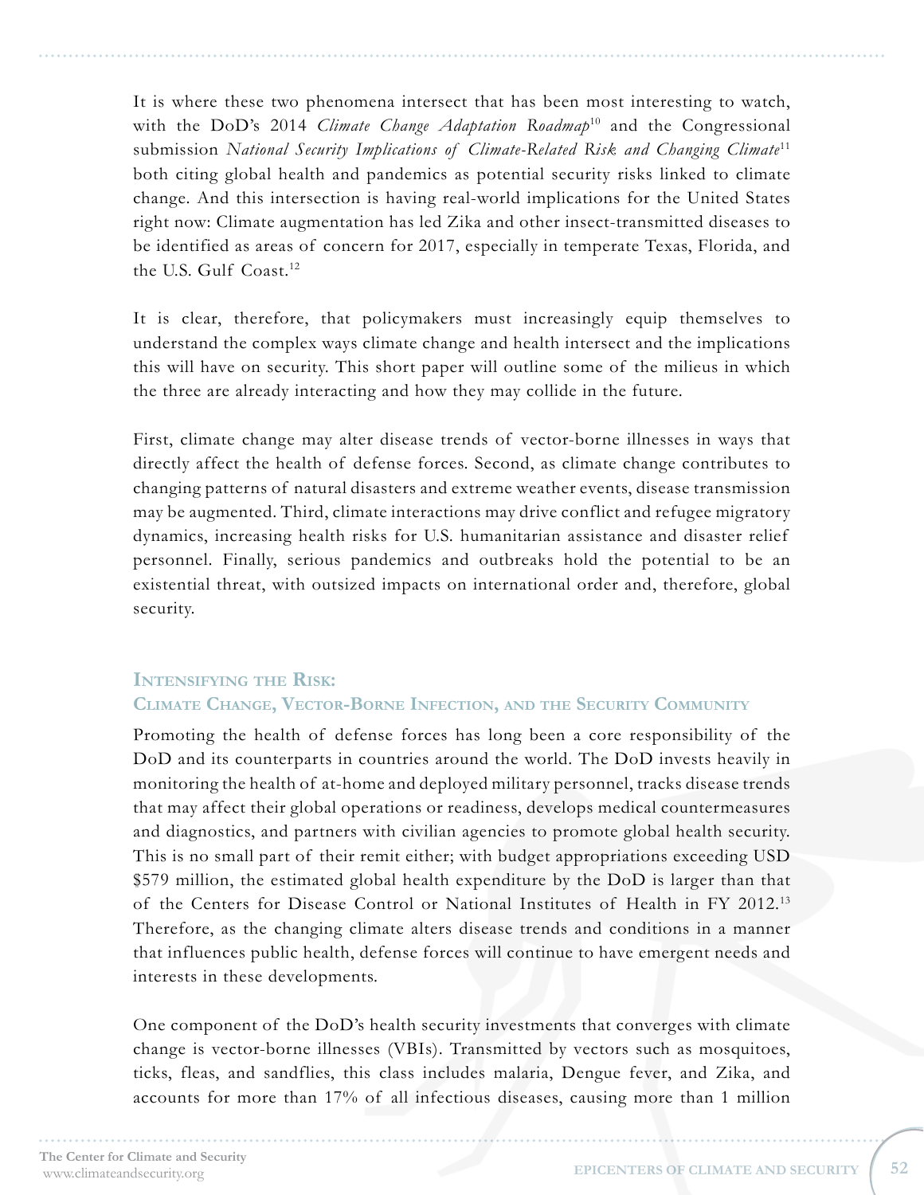It is where these two phenomena intersect that has been most interesting to watch, with the DoD's 2014 *Climate Change Adaptation Roadmap*[10] and the Congressional submission *National Security Implications of Climate-Related Risk and Changing Climate*[11] both citing global health and pandemics as potential security risks linked to climate change. And this intersection is having real-world implications for the United States right now: Climate augmentation has led Zika and other insect-transmitted diseases to be identified as areas of concern for 2017, especially in temperate Texas, Florida, and the U.S. Gulf Coast.[12]

It is clear, therefore, that policymakers must increasingly equip themselves to understand the complex ways climate change and health intersect and the implications this will have on security. This short paper will outline some of the milieus in which the three are already interacting and how they may collide in the future.

First, climate change may alter disease trends of vector-borne illnesses in ways that directly affect the health of defense forces. Second, as climate change contributes to changing patterns of natural disasters and extreme weather events, disease transmission may be augmented. Third, climate interactions may drive conflict and refugee migratory dynamics, increasing health risks for U.S. humanitarian assistance and disaster relief personnel. Finally, serious pandemics and outbreaks hold the potential to be an existential threat, with outsized impacts on international order and, therefore, global security.

## Intensifying the Risk: Climate Change, Vector-Borne Infection, and the Security Community

Promoting the health of defense forces has long been a core responsibility of the DoD and its counterparts in countries around the world. The DoD invests heavily in monitoring the health of at-home and deployed military personnel, tracks disease trends that may affect their global operations or readiness, develops medical countermeasures and diagnostics, and partners with civilian agencies to promote global health security. This is no small part of their remit either; with budget appropriations exceeding USD $579 million, the estimated global health expenditure by the DoD is larger than that of the Centers for Disease Control or National Institutes of Health in FY 2012.[13] Therefore, as the changing climate alters disease trends and conditions in a manner that influences public health, defense forces will continue to have emergent needs and interests in these developments.

One component of the DoD's health security investments that converges with climate change is vector-borne illnesses (VBIs). Transmitted by vectors such as mosquitoes, ticks, fleas, and sandflies, this class includes malaria, Dengue fever, and Zika, and accounts for more than 17% of all infectious diseases, causing more than 1 million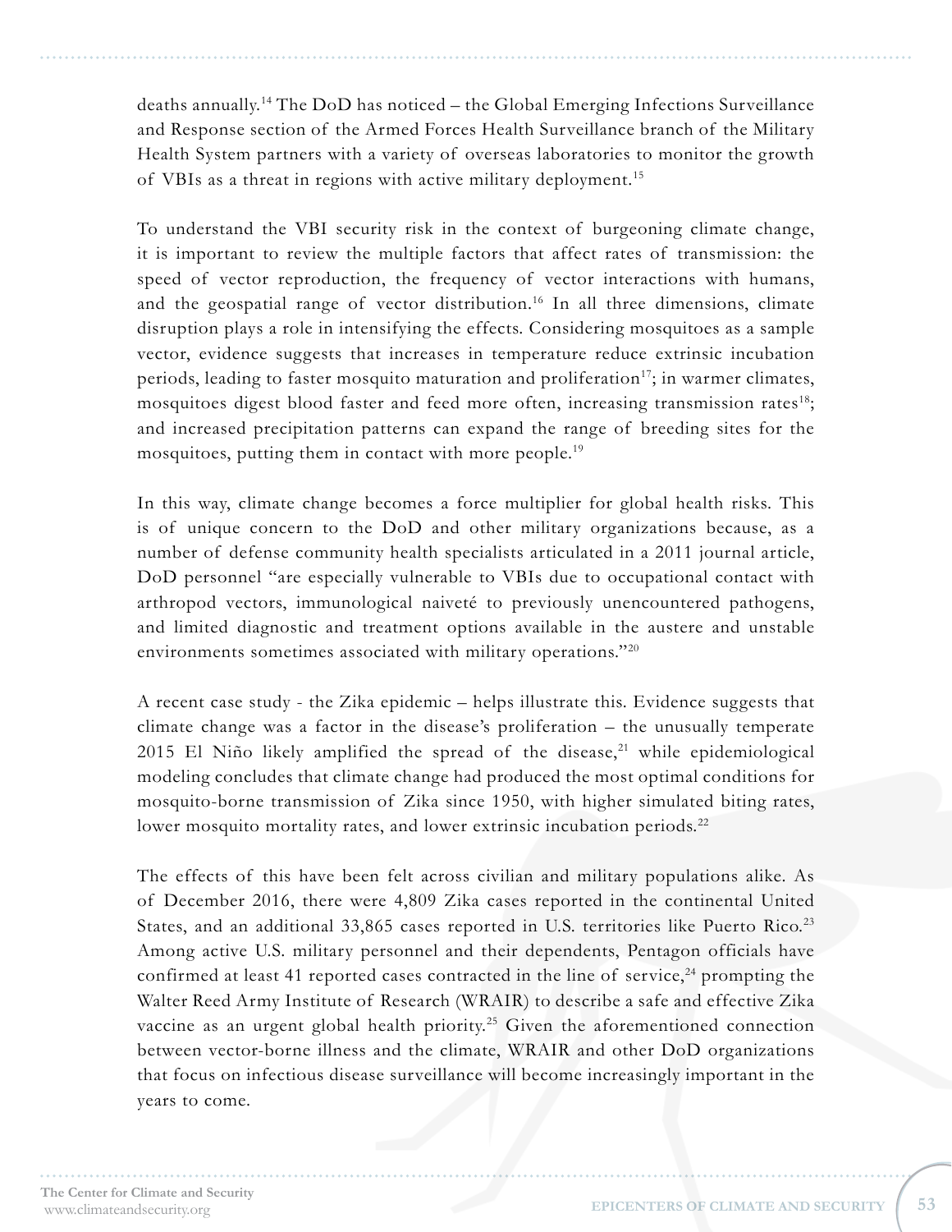deaths annually.[14] The DoD has noticed – the Global Emerging Infections Surveillance and Response section of the Armed Forces Health Surveillance branch of the Military Health System partners with a variety of overseas laboratories to monitor the growth of VBIs as a threat in regions with active military deployment.[15]

To understand the VBI security risk in the context of burgeoning climate change, it is important to review the multiple factors that affect rates of transmission: the speed of vector reproduction, the frequency of vector interactions with humans, and the geospatial range of vector distribution.[16] In all three dimensions, climate disruption plays a role in intensifying the effects. Considering mosquitoes as a sample vector, evidence suggests that increases in temperature reduce extrinsic incubation periods, leading to faster mosquito maturation and proliferation[17]; in warmer climates, mosquitoes digest blood faster and feed more often, increasing transmission rates[18]; and increased precipitation patterns can expand the range of breeding sites for the mosquitoes, putting them in contact with more people.[19]

In this way, climate change becomes a force multiplier for global health risks. This is of unique concern to the DoD and other military organizations because, as a number of defense community health specialists articulated in a 2011 journal article, DoD personnel "are especially vulnerable to VBIs due to occupational contact with arthropod vectors, immunological naiveté to previously unencountered pathogens, and limited diagnostic and treatment options available in the austere and unstable environments sometimes associated with military operations."[20]

A recent case study - the Zika epidemic – helps illustrate this. Evidence suggests that climate change was a factor in the disease's proliferation – the unusually temperate 2015 El Niño likely amplified the spread of the disease,[21] while epidemiological modeling concludes that climate change had produced the most optimal conditions for mosquito-borne transmission of Zika since 1950, with higher simulated biting rates, lower mosquito mortality rates, and lower extrinsic incubation periods.[22]

The effects of this have been felt across civilian and military populations alike. As of December 2016, there were 4,809 Zika cases reported in the continental United States, and an additional 33,865 cases reported in U.S. territories like Puerto Rico.[23] Among active U.S. military personnel and their dependents, Pentagon officials have confirmed at least 41 reported cases contracted in the line of service,[24] prompting the Walter Reed Army Institute of Research (WRAIR) to describe a safe and effective Zika vaccine as an urgent global health priority.[25] Given the aforementioned connection between vector-borne illness and the climate, WRAIR and other DoD organizations that focus on infectious disease surveillance will become increasingly important in the years to come.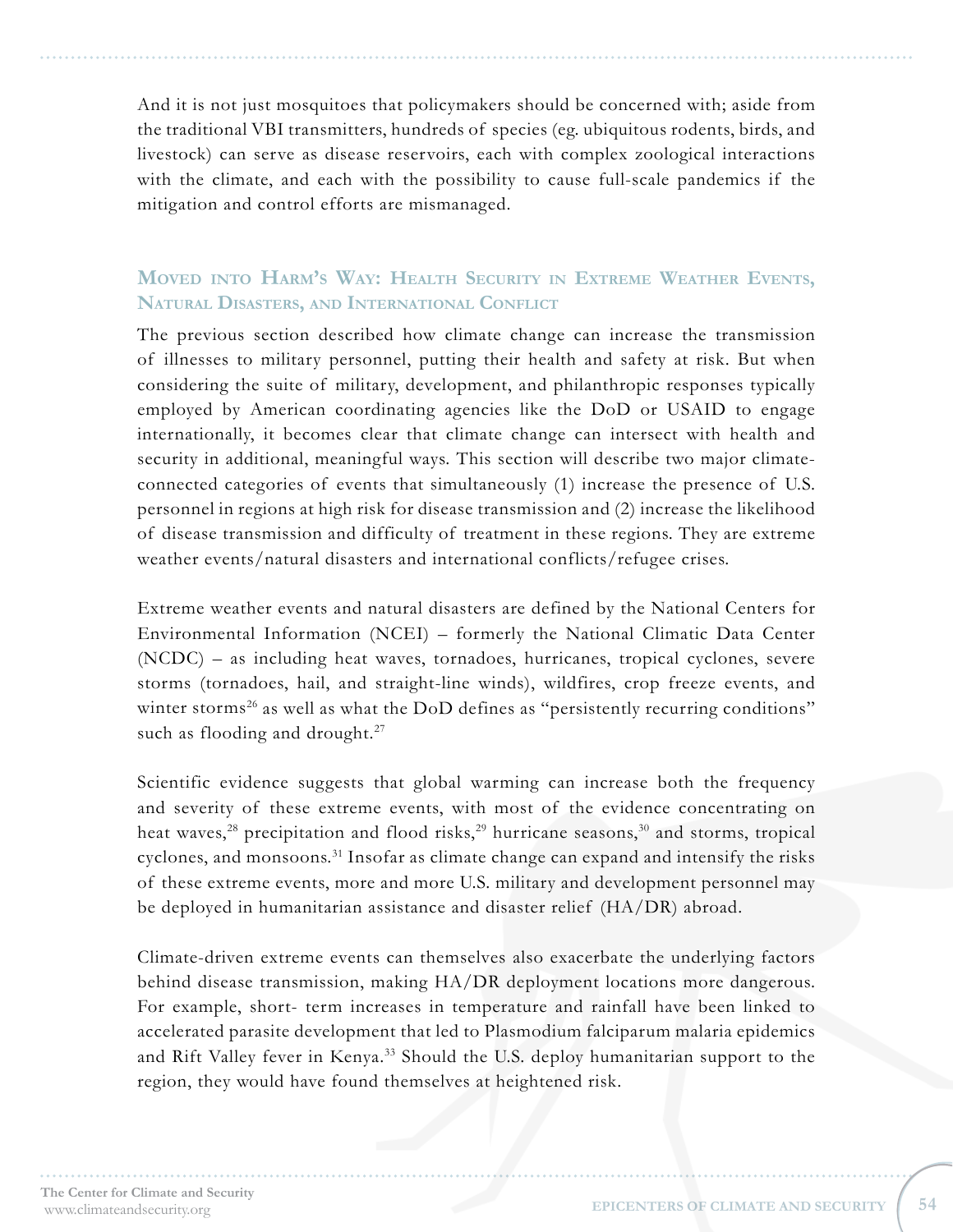And it is not just mosquitoes that policymakers should be concerned with; aside from the traditional VBI transmitters, hundreds of species (eg. ubiquitous rodents, birds, and livestock) can serve as disease reservoirs, each with complex zoological interactions with the climate, and each with the possibility to cause full-scale pandemics if the mitigation and control efforts are mismanaged.

## Moved into Harm's Way: Health Security in Extreme Weather Events, Natural Disasters, and International Conflict

The previous section described how climate change can increase the transmission of illnesses to military personnel, putting their health and safety at risk. But when considering the suite of military, development, and philanthropic responses typically employed by American coordinating agencies like the DoD or USAID to engage internationally, it becomes clear that climate change can intersect with health and security in additional, meaningful ways. This section will describe two major climate-connected categories of events that simultaneously (1) increase the presence of U.S. personnel in regions at high risk for disease transmission and (2) increase the likelihood of disease transmission and difficulty of treatment in these regions. They are extreme weather events/natural disasters and international conflicts/refugee crises.

Extreme weather events and natural disasters are defined by the National Centers for Environmental Information (NCEI) – formerly the National Climatic Data Center (NCDC) – as including heat waves, tornadoes, hurricanes, tropical cyclones, severe storms (tornadoes, hail, and straight-line winds), wildfires, crop freeze events, and winter storms[26] as well as what the DoD defines as "persistently recurring conditions" such as flooding and drought.[27]

Scientific evidence suggests that global warming can increase both the frequency and severity of these extreme events, with most of the evidence concentrating on heat waves,[28] precipitation and flood risks,[29] hurricane seasons,[30] and storms, tropical cyclones, and monsoons.[31] Insofar as climate change can expand and intensify the risks of these extreme events, more and more U.S. military and development personnel may be deployed in humanitarian assistance and disaster relief (HA/DR) abroad.

Climate-driven extreme events can themselves also exacerbate the underlying factors behind disease transmission, making HA/DR deployment locations more dangerous. For example, short- term increases in temperature and rainfall have been linked to accelerated parasite development that led to Plasmodium falciparum malaria epidemics and Rift Valley fever in Kenya.[33] Should the U.S. deploy humanitarian support to the region, they would have found themselves at heightened risk.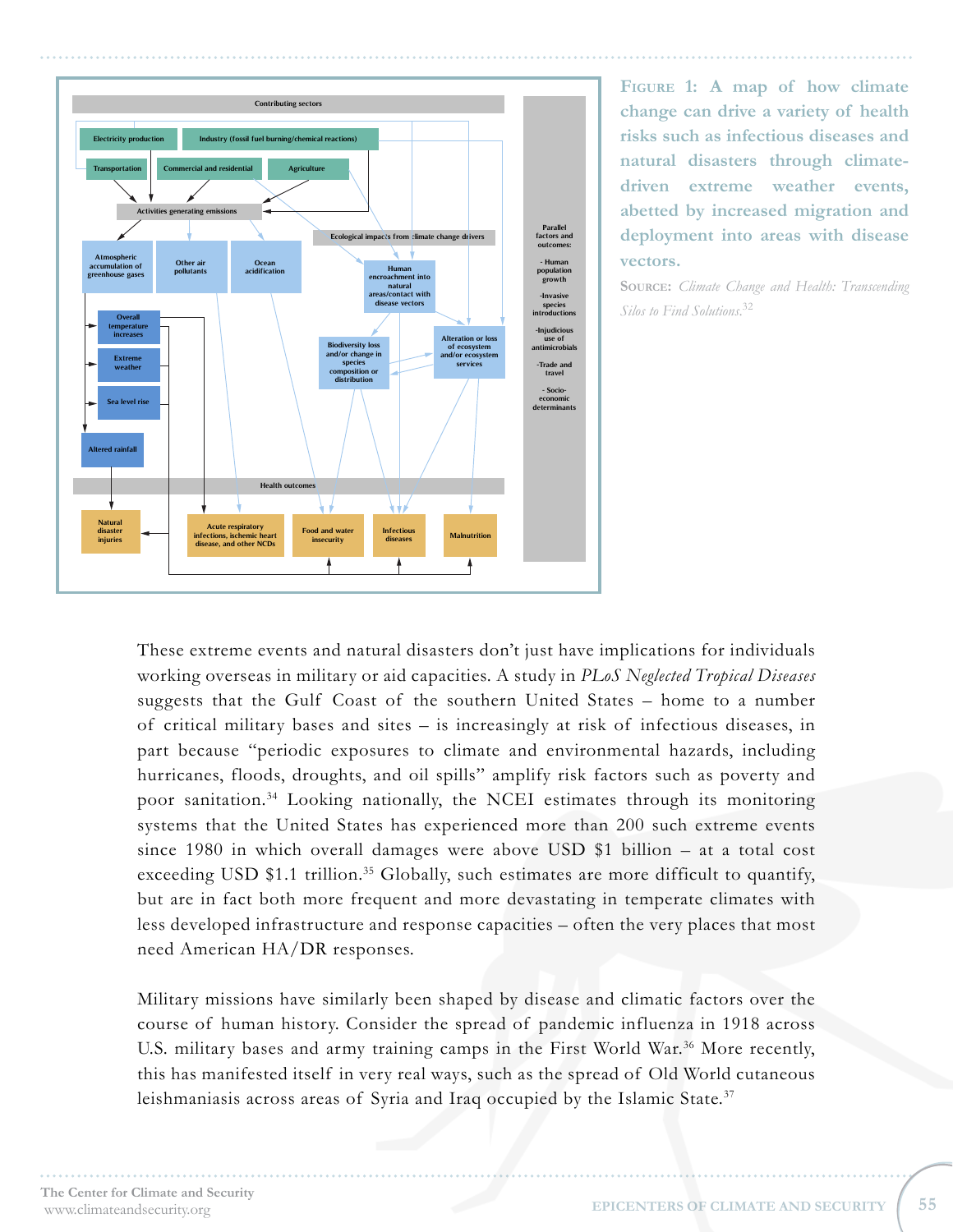Figure 1: A map of how climate change can drive a variety of health risks such as infectious diseases and natural disasters through climate-driven extreme weather events, abetted by increased migration and deployment into areas with disease vectors.

Source: *Climate Change and Health: Transcending Silos to Find Solutions.*[32]

These extreme events and natural disasters don't just have implications for individuals working overseas in military or aid capacities. A study in *PLoS Neglected Tropical Diseases* suggests that the Gulf Coast of the southern United States – home to a number of critical military bases and sites – is increasingly at risk of infectious diseases, in part because "periodic exposures to climate and environmental hazards, including hurricanes, floods, droughts, and oil spills" amplify risk factors such as poverty and poor sanitation.[34] Looking nationally, the NCEI estimates through its monitoring systems that the United States has experienced more than 200 such extreme events since 1980 in which overall damages were above USD $1 billion – at a total cost exceeding USD $1.1 trillion.[35] Globally, such estimates are more difficult to quantify, but are in fact both more frequent and more devastating in temperate climates with less developed infrastructure and response capacities – often the very places that most need American HA/DR responses.

Military missions have similarly been shaped by disease and climatic factors over the course of human history. Consider the spread of pandemic influenza in 1918 across U.S. military bases and army training camps in the First World War.[36] More recently, this has manifested itself in very real ways, such as the spread of Old World cutaneous leishmaniasis across areas of Syria and Iraq occupied by the Islamic State.[37]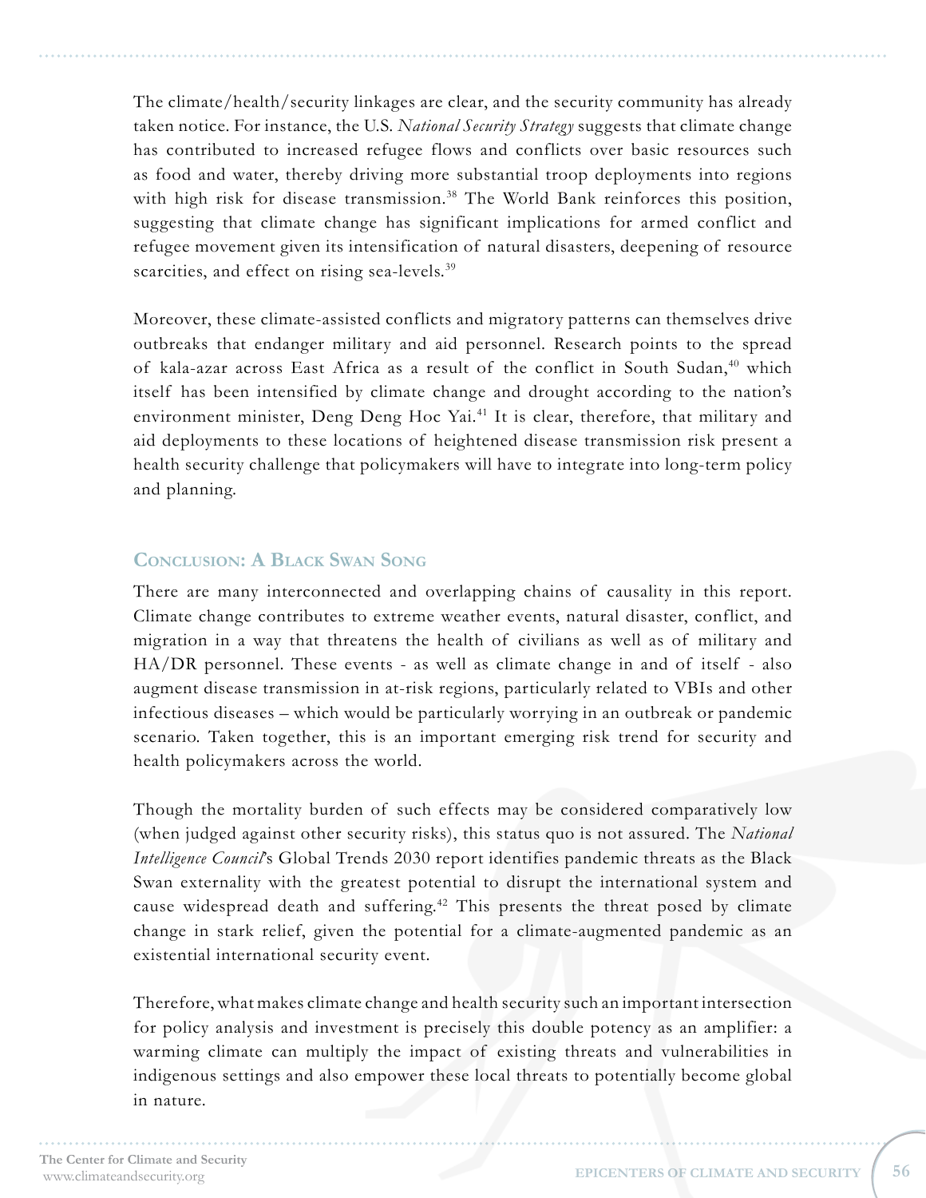The climate/health/security linkages are clear, and the security community has already taken notice. For instance, the U.S. *National Security Strategy* suggests that climate change has contributed to increased refugee flows and conflicts over basic resources such as food and water, thereby driving more substantial troop deployments into regions with high risk for disease transmission.[38] The World Bank reinforces this position, suggesting that climate change has significant implications for armed conflict and refugee movement given its intensification of natural disasters, deepening of resource scarcities, and effect on rising sea-levels.[39]

Moreover, these climate-assisted conflicts and migratory patterns can themselves drive outbreaks that endanger military and aid personnel. Research points to the spread of kala-azar across East Africa as a result of the conflict in South Sudan,[40] which itself has been intensified by climate change and drought according to the nation's environment minister, Deng Deng Hoc Yai.[41] It is clear, therefore, that military and aid deployments to these locations of heightened disease transmission risk present a health security challenge that policymakers will have to integrate into long-term policy and planning.

## Conclusion: A Black Swan Song

There are many interconnected and overlapping chains of causality in this report. Climate change contributes to extreme weather events, natural disaster, conflict, and migration in a way that threatens the health of civilians as well as of military and HA/DR personnel. These events - as well as climate change in and of itself - also augment disease transmission in at-risk regions, particularly related to VBIs and other infectious diseases – which would be particularly worrying in an outbreak or pandemic scenario. Taken together, this is an important emerging risk trend for security and health policymakers across the world.

Though the mortality burden of such effects may be considered comparatively low (when judged against other security risks), this status quo is not assured. The *National Intelligence Council*'s Global Trends 2030 report identifies pandemic threats as the Black Swan externality with the greatest potential to disrupt the international system and cause widespread death and suffering.[42] This presents the threat posed by climate change in stark relief, given the potential for a climate-augmented pandemic as an existential international security event.

Therefore, what makes climate change and health security such an important intersection for policy analysis and investment is precisely this double potency as an amplifier: a warming climate can multiply the impact of existing threats and vulnerabilities in indigenous settings and also empower these local threats to potentially become global in nature.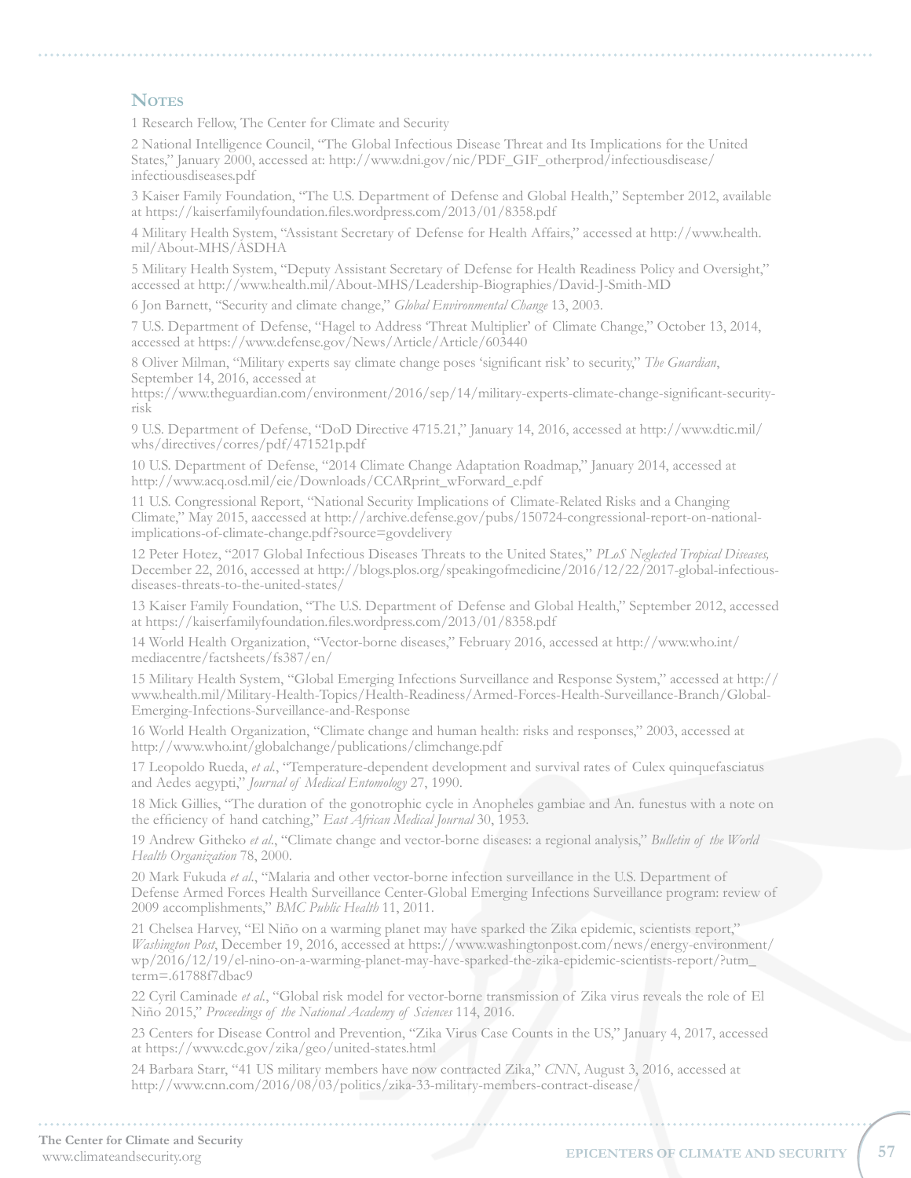## Notes

1 Research Fellow, The Center for Climate and Security

2 National Intelligence Council, "The Global Infectious Disease Threat and Its Implications for the United States," January 2000, accessed at: http://www.dni.gov/nic/PDF_GIF_otherprod/infectiousdisease/infectiousdiseases.pdf

3 Kaiser Family Foundation, "The U.S. Department of Defense and Global Health," September 2012, available at https://kaiserfamilyfoundation.files.wordpress.com/2013/01/8358.pdf

4 Military Health System, "Assistant Secretary of Defense for Health Affairs," accessed at http://www.health.mil/About-MHS/ASDHA

5 Military Health System, "Deputy Assistant Secretary of Defense for Health Readiness Policy and Oversight," accessed at http://www.health.mil/About-MHS/Leadership-Biographies/David-J-Smith-MD

6 Jon Barnett, "Security and climate change," *Global Environmental Change* 13, 2003.

7 U.S. Department of Defense, "Hagel to Address 'Threat Multiplier' of Climate Change," October 13, 2014, accessed at https://www.defense.gov/News/Article/Article/603440

8 Oliver Milman, "Military experts say climate change poses 'significant risk' to security," *The Guardian*, September 14, 2016, accessed at https://www.theguardian.com/environment/2016/sep/14/military-experts-climate-change-significant-security-risk

9 U.S. Department of Defense, "DoD Directive 4715.21," January 14, 2016, accessed at http://www.dtic.mil/whs/directives/corres/pdf/471521p.pdf

10 U.S. Department of Defense, "2014 Climate Change Adaptation Roadmap," January 2014, accessed at http://www.acq.osd.mil/eie/Downloads/CCARprint_wForward_e.pdf

11 U.S. Congressional Report, "National Security Implications of Climate-Related Risks and a Changing Climate," May 2015, aaccessed at http://archive.defense.gov/pubs/150724-congressional-report-on-national-implications-of-climate-change.pdf?source=govdelivery

12 Peter Hotez, "2017 Global Infectious Diseases Threats to the United States," *PLoS Neglected Tropical Diseases,* December 22, 2016, accessed at http://blogs.plos.org/speakingofmedicine/2016/12/22/2017-global-infectious-diseases-threats-to-the-united-states/

13 Kaiser Family Foundation, "The U.S. Department of Defense and Global Health," September 2012, accessed at https://kaiserfamilyfoundation.files.wordpress.com/2013/01/8358.pdf

14 World Health Organization, "Vector-borne diseases," February 2016, accessed at http://www.who.int/mediacentre/factsheets/fs387/en/

15 Military Health System, "Global Emerging Infections Surveillance and Response System," accessed at http://www.health.mil/Military-Health-Topics/Health-Readiness/Armed-Forces-Health-Surveillance-Branch/Global-Emerging-Infections-Surveillance-and-Response

16 World Health Organization, "Climate change and human health: risks and responses," 2003, accessed at http://www.who.int/globalchange/publications/climchange.pdf

17 Leopoldo Rueda, *et al.*, "Temperature-dependent development and survival rates of Culex quinquefasciatus and Aedes aegypti," *Journal of Medical Entomology* 27, 1990.

18 Mick Gillies, "The duration of the gonotrophic cycle in Anopheles gambiae and An. funestus with a note on the efficiency of hand catching," *East African Medical Journal* 30, 1953.

19 Andrew Githeko *et al.*, "Climate change and vector-borne diseases: a regional analysis," *Bulletin of the World Health Organization* 78, 2000.

20 Mark Fukuda *et al.*, "Malaria and other vector-borne infection surveillance in the U.S. Department of Defense Armed Forces Health Surveillance Center-Global Emerging Infections Surveillance program: review of 2009 accomplishments," *BMC Public Health* 11, 2011.

21 Chelsea Harvey, "El Niño on a warming planet may have sparked the Zika epidemic, scientists report," *Washington Post*, December 19, 2016, accessed at https://www.washingtonpost.com/news/energy-environment/wp/2016/12/19/el-nino-on-a-warming-planet-may-have-sparked-the-zika-epidemic-scientists-report/?utm_term=.61788f7dbac9

22 Cyril Caminade *et al.*, "Global risk model for vector-borne transmission of Zika virus reveals the role of El Niño 2015," *Proceedings of the National Academy of Sciences* 114, 2016.

23 Centers for Disease Control and Prevention, "Zika Virus Case Counts in the US," January 4, 2017, accessed at https://www.cdc.gov/zika/geo/united-states.html

24 Barbara Starr, "41 US military members have now contracted Zika," *CNN*, August 3, 2016, accessed at http://www.cnn.com/2016/08/03/politics/zika-33-military-members-contract-disease/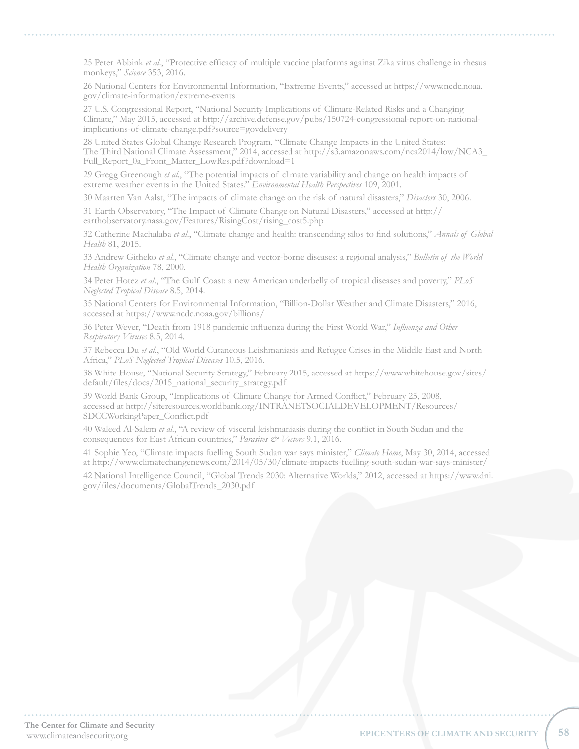25 Peter Abbink *et al.*, "Protective efficacy of multiple vaccine platforms against Zika virus challenge in rhesus monkeys," *Science* 353, 2016.

26 National Centers for Environmental Information, "Extreme Events," accessed at https://www.ncdc.noaa.gov/climate-information/extreme-events

27 U.S. Congressional Report, "National Security Implications of Climate-Related Risks and a Changing Climate," May 2015, accessed at http://archive.defense.gov/pubs/150724-congressional-report-on-national-implications-of-climate-change.pdf?source=govdelivery

28 United States Global Change Research Program, "Climate Change Impacts in the United States: The Third National Climate Assessment," 2014, accessed at http://s3.amazonaws.com/nca2014/low/NCA3_Full_Report_0a_Front_Matter_LowRes.pdf?download=1

29 Gregg Greenough *et al.*, "The potential impacts of climate variability and change on health impacts of extreme weather events in the United States." *Environmental Health Perspectives* 109, 2001.

30 Maarten Van Aalst, "The impacts of climate change on the risk of natural disasters," *Disasters* 30, 2006.

31 Earth Observatory, "The Impact of Climate Change on Natural Disasters," accessed at http://earthobservatory.nasa.gov/Features/RisingCost/rising_cost5.php

32 Catherine Machalaba *et al.*, "Climate change and health: transcending silos to find solutions," *Annals of Global Health* 81, 2015.

33 Andrew Githeko *et al.*, "Climate change and vector-borne diseases: a regional analysis," *Bulletin of the World Health Organization* 78, 2000.

34 Peter Hotez *et al.*, "The Gulf Coast: a new American underbelly of tropical diseases and poverty," *PLoS Neglected Tropical Disease* 8.5, 2014.

35 National Centers for Environmental Information, "Billion-Dollar Weather and Climate Disasters," 2016, accessed at https://www.ncdc.noaa.gov/billions/

36 Peter Wever, "Death from 1918 pandemic influenza during the First World War," *Influenza and Other Respiratory Viruses* 8.5, 2014.

37 Rebecca Du *et al.*, "Old World Cutaneous Leishmaniasis and Refugee Crises in the Middle East and North Africa," *PLoS Neglected Tropical Diseases* 10.5, 2016.

38 White House, "National Security Strategy," February 2015, accessed at https://www.whitehouse.gov/sites/default/files/docs/2015_national_security_strategy.pdf

39 World Bank Group, "Implications of Climate Change for Armed Conflict," February 25, 2008, accessed at http://siteresources.worldbank.org/INTRANETSOCIALDEVELOPMENT/Resources/SDCCWorkingPaper_Conflict.pdf

40 Waleed Al-Salem *et al.*, "A review of visceral leishmaniasis during the conflict in South Sudan and the consequences for East African countries," *Parasites & Vectors* 9.1, 2016.

41 Sophie Yeo, "Climate impacts fuelling South Sudan war says minister," *Climate Home*, May 30, 2014, accessed at http://www.climatechangenews.com/2014/05/30/climate-impacts-fuelling-south-sudan-war-says-minister/

42 National Intelligence Council, "Global Trends 2030: Alternative Worlds," 2012, accessed at https://www.dni.gov/files/documents/GlobalTrends_2030.pdf